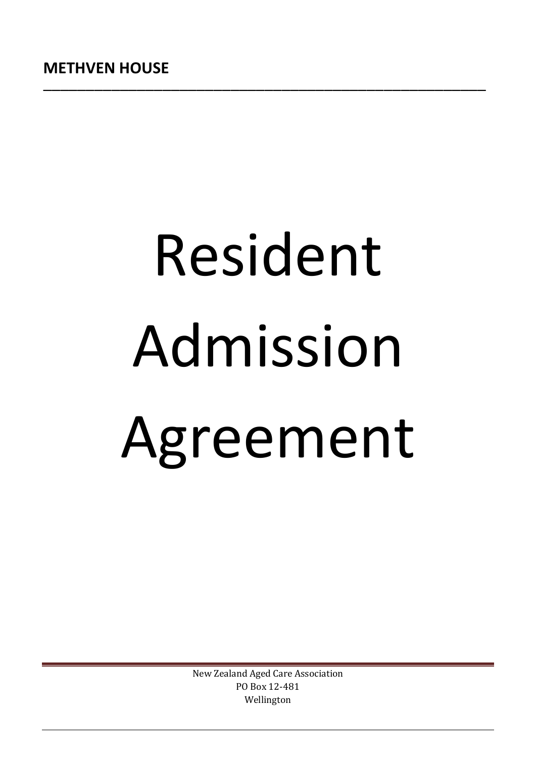**METHVEN HOUSE**

# Resident Admission Agreement

New Zealand Aged Care Association
PO Box 12-481
Wellington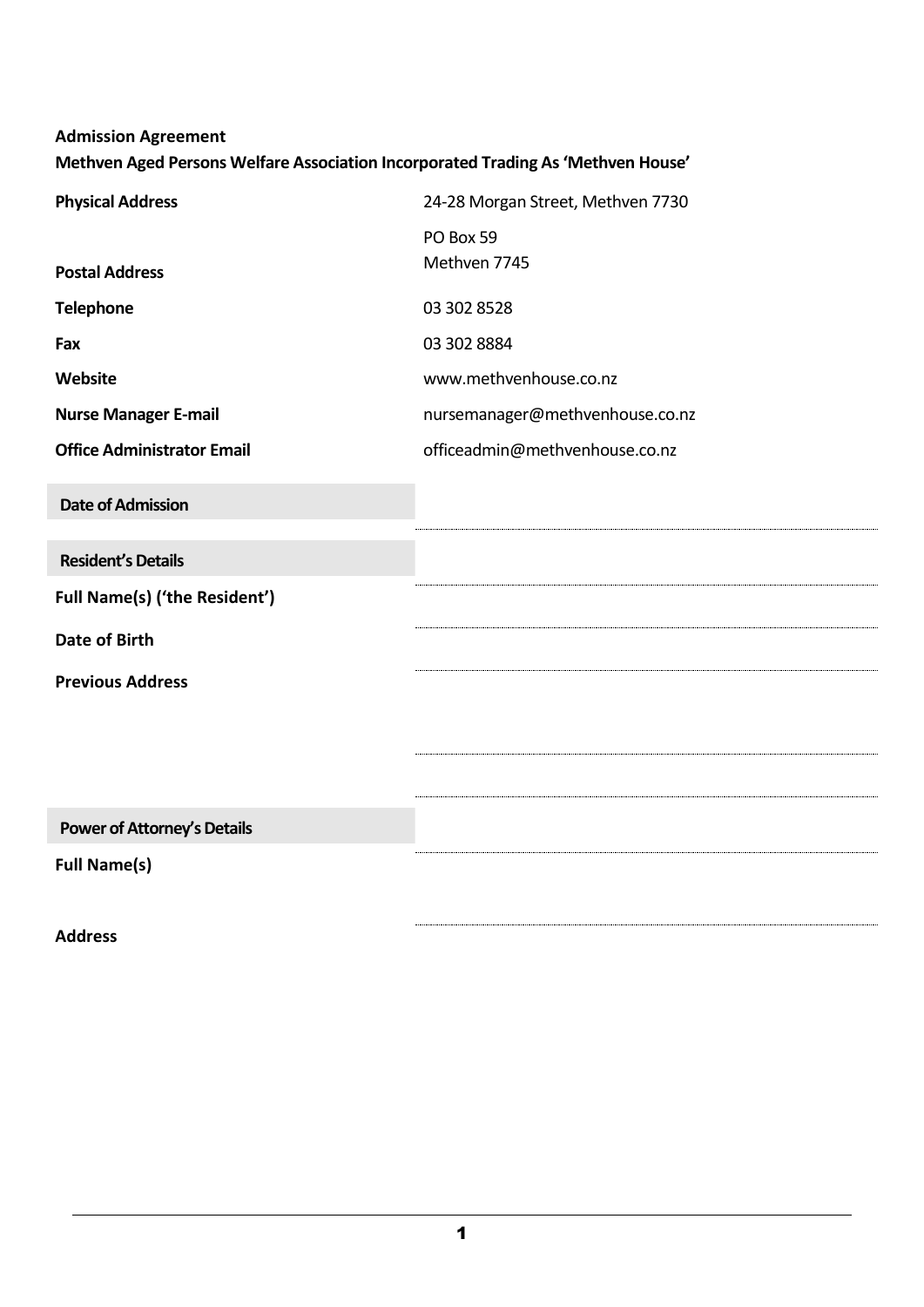**Admission Agreement**

**Methven Aged Persons Welfare Association Incorporated Trading As 'Methven House'**

| | |
|---|---|
| **Physical Address** | 24-28 Morgan Street, Methven 7730 |
| **Postal Address** | PO Box 59<br>Methven 7745 |
| **Telephone** | 03 302 8528 |
| **Fax** | 03 302 8884 |
| **Website** | www.methvenhouse.co.nz |
| **Nurse Manager E-mail** | nursemanager@methvenhouse.co.nz |
| **Office Administrator Email** | officeadmin@methvenhouse.co.nz |

**Date of Admission** ________________________________

**Resident's Details**

**Full Name(s) ('the Resident')** ________________________________

**Date of Birth** ________________________________

**Previous Address** ________________________________

________________________________

________________________________

**Power of Attorney's Details**

**Full Name(s)** ________________________________

________________________________

**Address**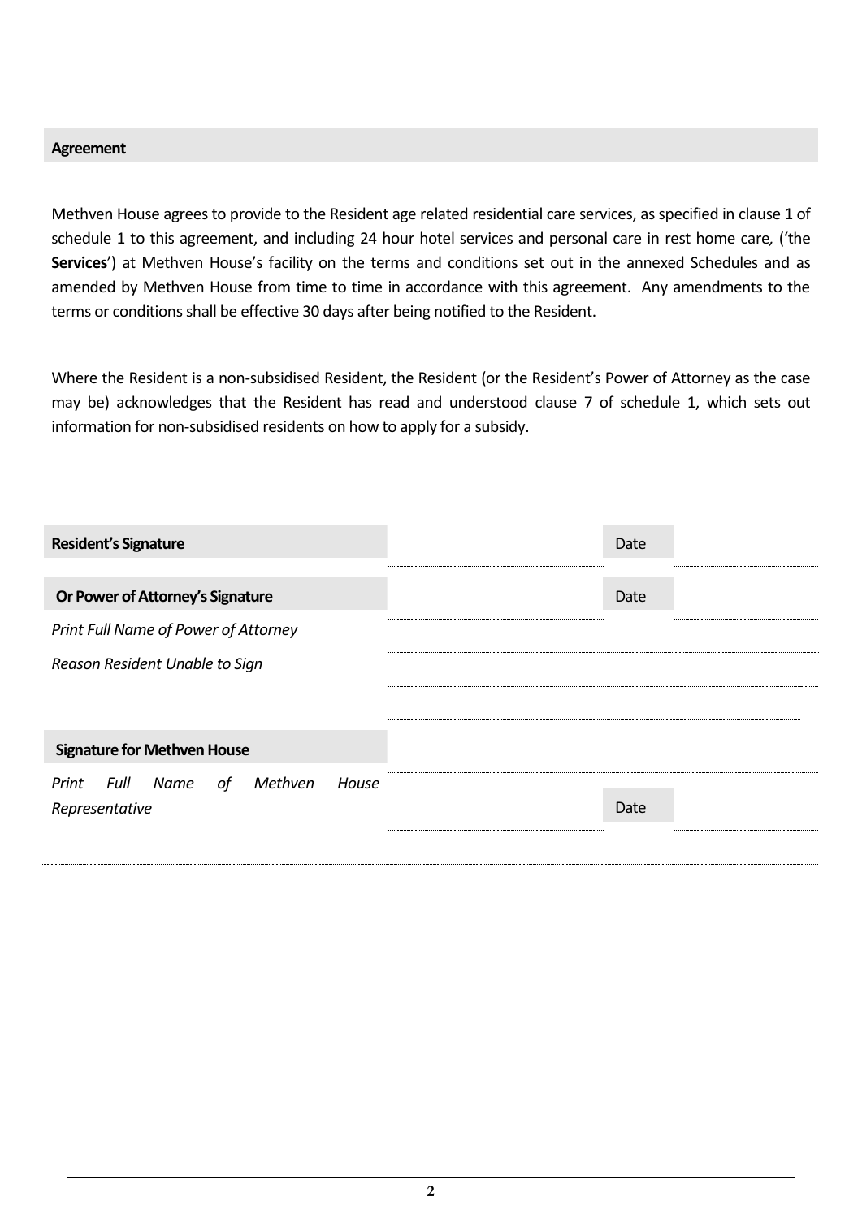## Agreement

Methven House agrees to provide to the Resident age related residential care services, as specified in clause 1 of schedule 1 to this agreement, and including 24 hour hotel services and personal care in rest home care, ('the **Services**') at Methven House's facility on the terms and conditions set out in the annexed Schedules and as amended by Methven House from time to time in accordance with this agreement. Any amendments to the terms or conditions shall be effective 30 days after being notified to the Resident.

Where the Resident is a non-subsidised Resident, the Resident (or the Resident's Power of Attorney as the case may be) acknowledges that the Resident has read and understood clause 7 of schedule 1, which sets out information for non-subsidised residents on how to apply for a subsidy.

| | | | |
|---|---|---|---|
| **Resident's Signature** | | Date | |
| **Or Power of Attorney's Signature** | | Date | |
| *Print Full Name of Power of Attorney* | | | |
| *Reason Resident Unable to Sign* | | | |
| | | | |
| **Signature for Methven House** | | | |
| *Print Full Name of Methven House Representative* | | Date | |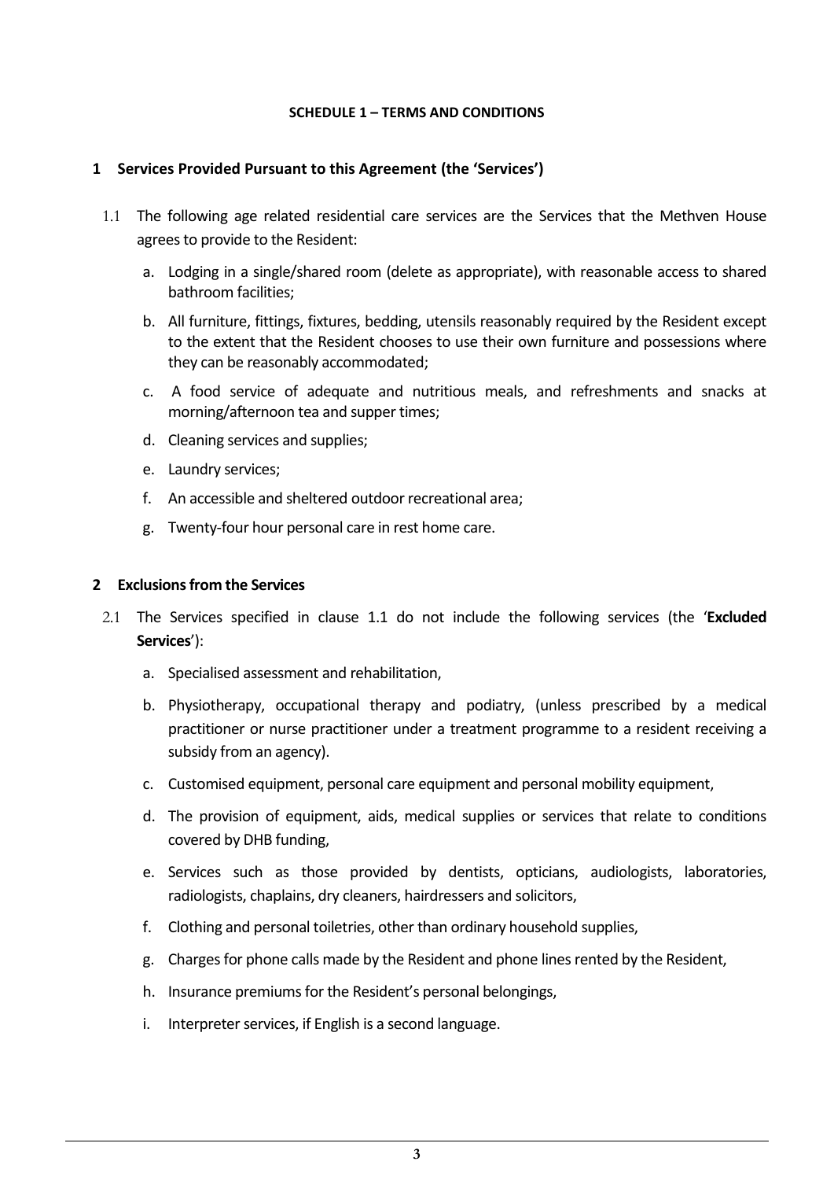**SCHEDULE 1 – TERMS AND CONDITIONS**

## 1 Services Provided Pursuant to this Agreement (the 'Services')

1.1 The following age related residential care services are the Services that the Methven House agrees to provide to the Resident:

a. Lodging in a single/shared room (delete as appropriate), with reasonable access to shared bathroom facilities;

b. All furniture, fittings, fixtures, bedding, utensils reasonably required by the Resident except to the extent that the Resident chooses to use their own furniture and possessions where they can be reasonably accommodated;

c. A food service of adequate and nutritious meals, and refreshments and snacks at morning/afternoon tea and supper times;

d. Cleaning services and supplies;

e. Laundry services;

f. An accessible and sheltered outdoor recreational area;

g. Twenty-four hour personal care in rest home care.

## 2 Exclusions from the Services

2.1 The Services specified in clause 1.1 do not include the following services (the '**Excluded Services**'):

a. Specialised assessment and rehabilitation,

b. Physiotherapy, occupational therapy and podiatry, (unless prescribed by a medical practitioner or nurse practitioner under a treatment programme to a resident receiving a subsidy from an agency).

c. Customised equipment, personal care equipment and personal mobility equipment,

d. The provision of equipment, aids, medical supplies or services that relate to conditions covered by DHB funding,

e. Services such as those provided by dentists, opticians, audiologists, laboratories, radiologists, chaplains, dry cleaners, hairdressers and solicitors,

f. Clothing and personal toiletries, other than ordinary household supplies,

g. Charges for phone calls made by the Resident and phone lines rented by the Resident,

h. Insurance premiums for the Resident's personal belongings,

i. Interpreter services, if English is a second language.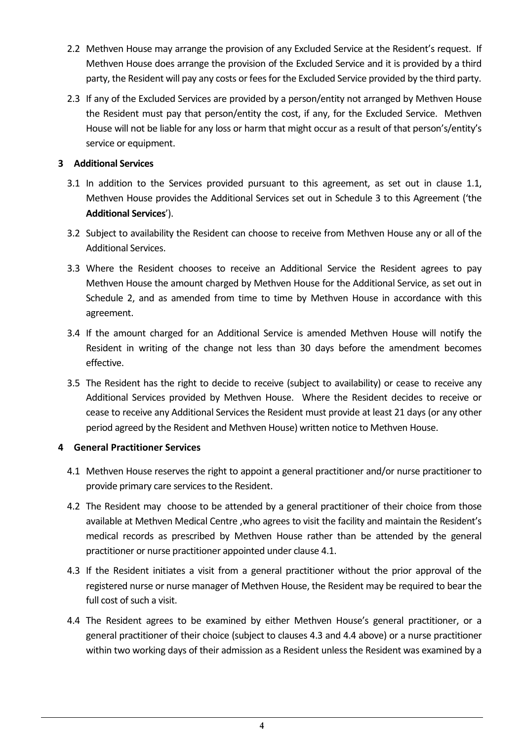2.2 Methven House may arrange the provision of any Excluded Service at the Resident's request. If Methven House does arrange the provision of the Excluded Service and it is provided by a third party, the Resident will pay any costs or fees for the Excluded Service provided by the third party.

2.3 If any of the Excluded Services are provided by a person/entity not arranged by Methven House the Resident must pay that person/entity the cost, if any, for the Excluded Service. Methven House will not be liable for any loss or harm that might occur as a result of that person's/entity's service or equipment.

**3 Additional Services**

3.1 In addition to the Services provided pursuant to this agreement, as set out in clause 1.1, Methven House provides the Additional Services set out in Schedule 3 to this Agreement ('the **Additional Services**').

3.2 Subject to availability the Resident can choose to receive from Methven House any or all of the Additional Services.

3.3 Where the Resident chooses to receive an Additional Service the Resident agrees to pay Methven House the amount charged by Methven House for the Additional Service, as set out in Schedule 2, and as amended from time to time by Methven House in accordance with this agreement.

3.4 If the amount charged for an Additional Service is amended Methven House will notify the Resident in writing of the change not less than 30 days before the amendment becomes effective.

3.5 The Resident has the right to decide to receive (subject to availability) or cease to receive any Additional Services provided by Methven House. Where the Resident decides to receive or cease to receive any Additional Services the Resident must provide at least 21 days (or any other period agreed by the Resident and Methven House) written notice to Methven House.

**4 General Practitioner Services**

4.1 Methven House reserves the right to appoint a general practitioner and/or nurse practitioner to provide primary care services to the Resident.

4.2 The Resident may choose to be attended by a general practitioner of their choice from those available at Methven Medical Centre ,who agrees to visit the facility and maintain the Resident's medical records as prescribed by Methven House rather than be attended by the general practitioner or nurse practitioner appointed under clause 4.1.

4.3 If the Resident initiates a visit from a general practitioner without the prior approval of the registered nurse or nurse manager of Methven House, the Resident may be required to bear the full cost of such a visit.

4.4 The Resident agrees to be examined by either Methven House's general practitioner, or a general practitioner of their choice (subject to clauses 4.3 and 4.4 above) or a nurse practitioner within two working days of their admission as a Resident unless the Resident was examined by a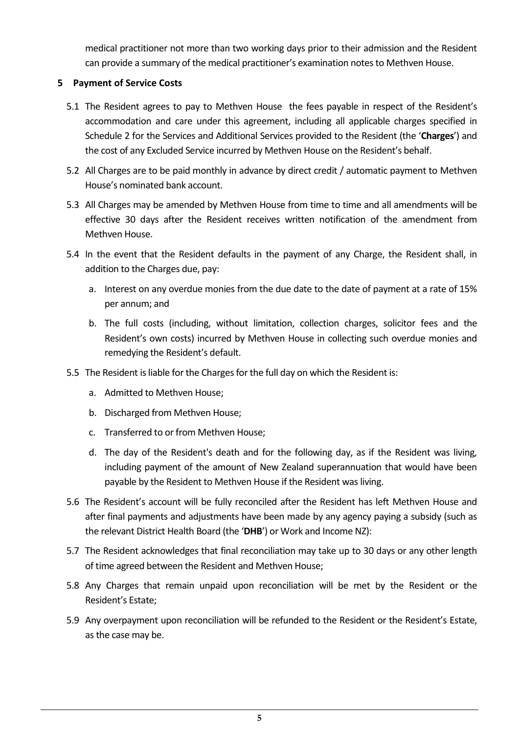medical practitioner not more than two working days prior to their admission and the Resident can provide a summary of the medical practitioner's examination notes to Methven House.

## 5 Payment of Service Costs

5.1 The Resident agrees to pay to Methven House the fees payable in respect of the Resident's accommodation and care under this agreement, including all applicable charges specified in Schedule 2 for the Services and Additional Services provided to the Resident (the '**Charges**') and the cost of any Excluded Service incurred by Methven House on the Resident's behalf.

5.2 All Charges are to be paid monthly in advance by direct credit / automatic payment to Methven House's nominated bank account.

5.3 All Charges may be amended by Methven House from time to time and all amendments will be effective 30 days after the Resident receives written notification of the amendment from Methven House.

5.4 In the event that the Resident defaults in the payment of any Charge, the Resident shall, in addition to the Charges due, pay:

a. Interest on any overdue monies from the due date to the date of payment at a rate of 15% per annum; and

b. The full costs (including, without limitation, collection charges, solicitor fees and the Resident's own costs) incurred by Methven House in collecting such overdue monies and remedying the Resident's default.

5.5 The Resident is liable for the Charges for the full day on which the Resident is:

a. Admitted to Methven House;

b. Discharged from Methven House;

c. Transferred to or from Methven House;

d. The day of the Resident's death and for the following day, as if the Resident was living, including payment of the amount of New Zealand superannuation that would have been payable by the Resident to Methven House if the Resident was living.

5.6 The Resident's account will be fully reconciled after the Resident has left Methven House and after final payments and adjustments have been made by any agency paying a subsidy (such as the relevant District Health Board (the '**DHB**') or Work and Income NZ):

5.7 The Resident acknowledges that final reconciliation may take up to 30 days or any other length of time agreed between the Resident and Methven House;

5.8 Any Charges that remain unpaid upon reconciliation will be met by the Resident or the Resident's Estate;

5.9 Any overpayment upon reconciliation will be refunded to the Resident or the Resident's Estate, as the case may be.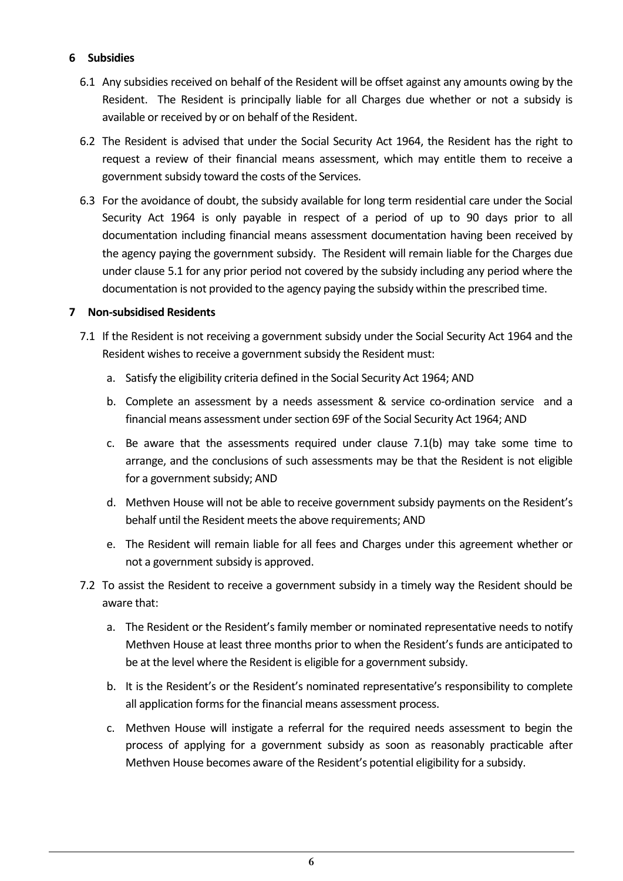## 6 Subsidies

6.1 Any subsidies received on behalf of the Resident will be offset against any amounts owing by the Resident. The Resident is principally liable for all Charges due whether or not a subsidy is available or received by or on behalf of the Resident.

6.2 The Resident is advised that under the Social Security Act 1964, the Resident has the right to request a review of their financial means assessment, which may entitle them to receive a government subsidy toward the costs of the Services.

6.3 For the avoidance of doubt, the subsidy available for long term residential care under the Social Security Act 1964 is only payable in respect of a period of up to 90 days prior to all documentation including financial means assessment documentation having been received by the agency paying the government subsidy. The Resident will remain liable for the Charges due under clause 5.1 for any prior period not covered by the subsidy including any period where the documentation is not provided to the agency paying the subsidy within the prescribed time.

## 7 Non-subsidised Residents

7.1 If the Resident is not receiving a government subsidy under the Social Security Act 1964 and the Resident wishes to receive a government subsidy the Resident must:

a. Satisfy the eligibility criteria defined in the Social Security Act 1964; AND

b. Complete an assessment by a needs assessment & service co-ordination service and a financial means assessment under section 69F of the Social Security Act 1964; AND

c. Be aware that the assessments required under clause 7.1(b) may take some time to arrange, and the conclusions of such assessments may be that the Resident is not eligible for a government subsidy; AND

d. Methven House will not be able to receive government subsidy payments on the Resident's behalf until the Resident meets the above requirements; AND

e. The Resident will remain liable for all fees and Charges under this agreement whether or not a government subsidy is approved.

7.2 To assist the Resident to receive a government subsidy in a timely way the Resident should be aware that:

a. The Resident or the Resident's family member or nominated representative needs to notify Methven House at least three months prior to when the Resident's funds are anticipated to be at the level where the Resident is eligible for a government subsidy.

b. It is the Resident's or the Resident's nominated representative's responsibility to complete all application forms for the financial means assessment process.

c. Methven House will instigate a referral for the required needs assessment to begin the process of applying for a government subsidy as soon as reasonably practicable after Methven House becomes aware of the Resident's potential eligibility for a subsidy.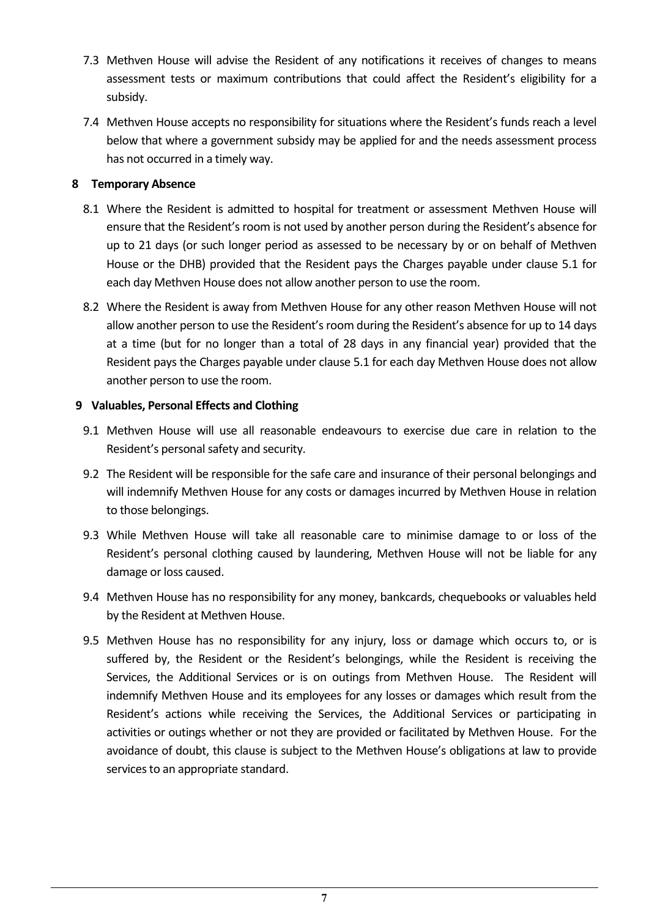7.3 Methven House will advise the Resident of any notifications it receives of changes to means assessment tests or maximum contributions that could affect the Resident's eligibility for a subsidy.

7.4 Methven House accepts no responsibility for situations where the Resident's funds reach a level below that where a government subsidy may be applied for and the needs assessment process has not occurred in a timely way.

**8 Temporary Absence**

8.1 Where the Resident is admitted to hospital for treatment or assessment Methven House will ensure that the Resident's room is not used by another person during the Resident's absence for up to 21 days (or such longer period as assessed to be necessary by or on behalf of Methven House or the DHB) provided that the Resident pays the Charges payable under clause 5.1 for each day Methven House does not allow another person to use the room.

8.2 Where the Resident is away from Methven House for any other reason Methven House will not allow another person to use the Resident's room during the Resident's absence for up to 14 days at a time (but for no longer than a total of 28 days in any financial year) provided that the Resident pays the Charges payable under clause 5.1 for each day Methven House does not allow another person to use the room.

**9 Valuables, Personal Effects and Clothing**

9.1 Methven House will use all reasonable endeavours to exercise due care in relation to the Resident's personal safety and security.

9.2 The Resident will be responsible for the safe care and insurance of their personal belongings and will indemnify Methven House for any costs or damages incurred by Methven House in relation to those belongings.

9.3 While Methven House will take all reasonable care to minimise damage to or loss of the Resident's personal clothing caused by laundering, Methven House will not be liable for any damage or loss caused.

9.4 Methven House has no responsibility for any money, bankcards, chequebooks or valuables held by the Resident at Methven House.

9.5 Methven House has no responsibility for any injury, loss or damage which occurs to, or is suffered by, the Resident or the Resident's belongings, while the Resident is receiving the Services, the Additional Services or is on outings from Methven House. The Resident will indemnify Methven House and its employees for any losses or damages which result from the Resident's actions while receiving the Services, the Additional Services or participating in activities or outings whether or not they are provided or facilitated by Methven House. For the avoidance of doubt, this clause is subject to the Methven House's obligations at law to provide services to an appropriate standard.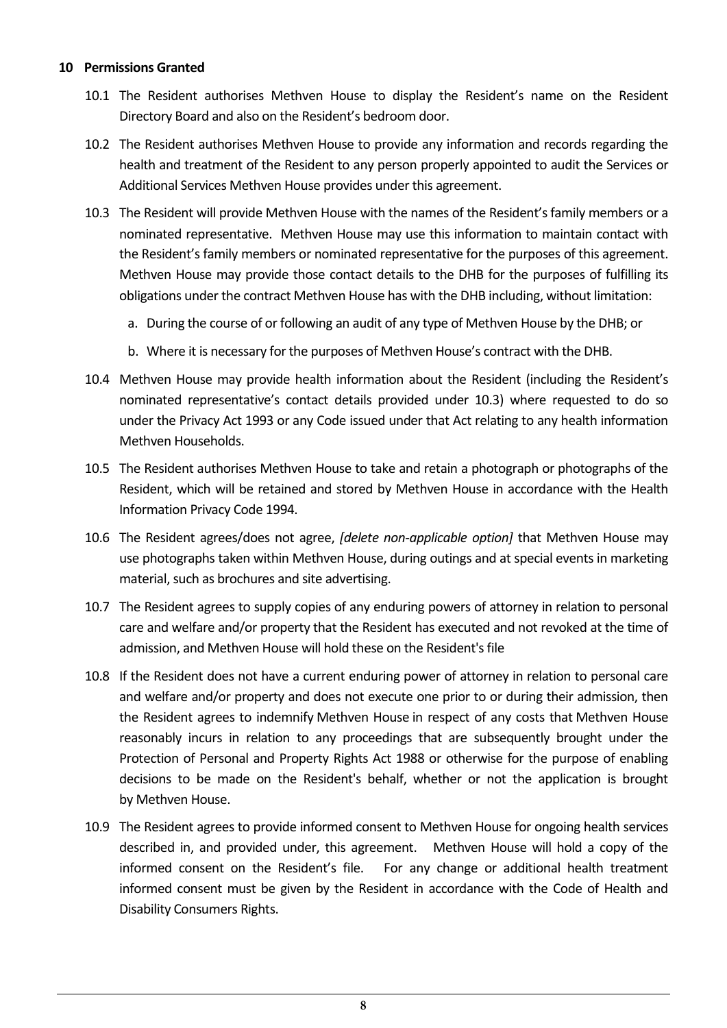## 10 Permissions Granted

10.1 The Resident authorises Methven House to display the Resident's name on the Resident Directory Board and also on the Resident's bedroom door.

10.2 The Resident authorises Methven House to provide any information and records regarding the health and treatment of the Resident to any person properly appointed to audit the Services or Additional Services Methven House provides under this agreement.

10.3 The Resident will provide Methven House with the names of the Resident's family members or a nominated representative. Methven House may use this information to maintain contact with the Resident's family members or nominated representative for the purposes of this agreement. Methven House may provide those contact details to the DHB for the purposes of fulfilling its obligations under the contract Methven House has with the DHB including, without limitation:

a. During the course of or following an audit of any type of Methven House by the DHB; or

b. Where it is necessary for the purposes of Methven House's contract with the DHB.

10.4 Methven House may provide health information about the Resident (including the Resident's nominated representative's contact details provided under 10.3) where requested to do so under the Privacy Act 1993 or any Code issued under that Act relating to any health information Methven Households.

10.5 The Resident authorises Methven House to take and retain a photograph or photographs of the Resident, which will be retained and stored by Methven House in accordance with the Health Information Privacy Code 1994.

10.6 The Resident agrees/does not agree, *[delete non-applicable option]* that Methven House may use photographs taken within Methven House, during outings and at special events in marketing material, such as brochures and site advertising.

10.7 The Resident agrees to supply copies of any enduring powers of attorney in relation to personal care and welfare and/or property that the Resident has executed and not revoked at the time of admission, and Methven House will hold these on the Resident's file

10.8 If the Resident does not have a current enduring power of attorney in relation to personal care and welfare and/or property and does not execute one prior to or during their admission, then the Resident agrees to indemnify Methven House in respect of any costs that Methven House reasonably incurs in relation to any proceedings that are subsequently brought under the Protection of Personal and Property Rights Act 1988 or otherwise for the purpose of enabling decisions to be made on the Resident's behalf, whether or not the application is brought by Methven House.

10.9 The Resident agrees to provide informed consent to Methven House for ongoing health services described in, and provided under, this agreement. Methven House will hold a copy of the informed consent on the Resident's file. For any change or additional health treatment informed consent must be given by the Resident in accordance with the Code of Health and Disability Consumers Rights.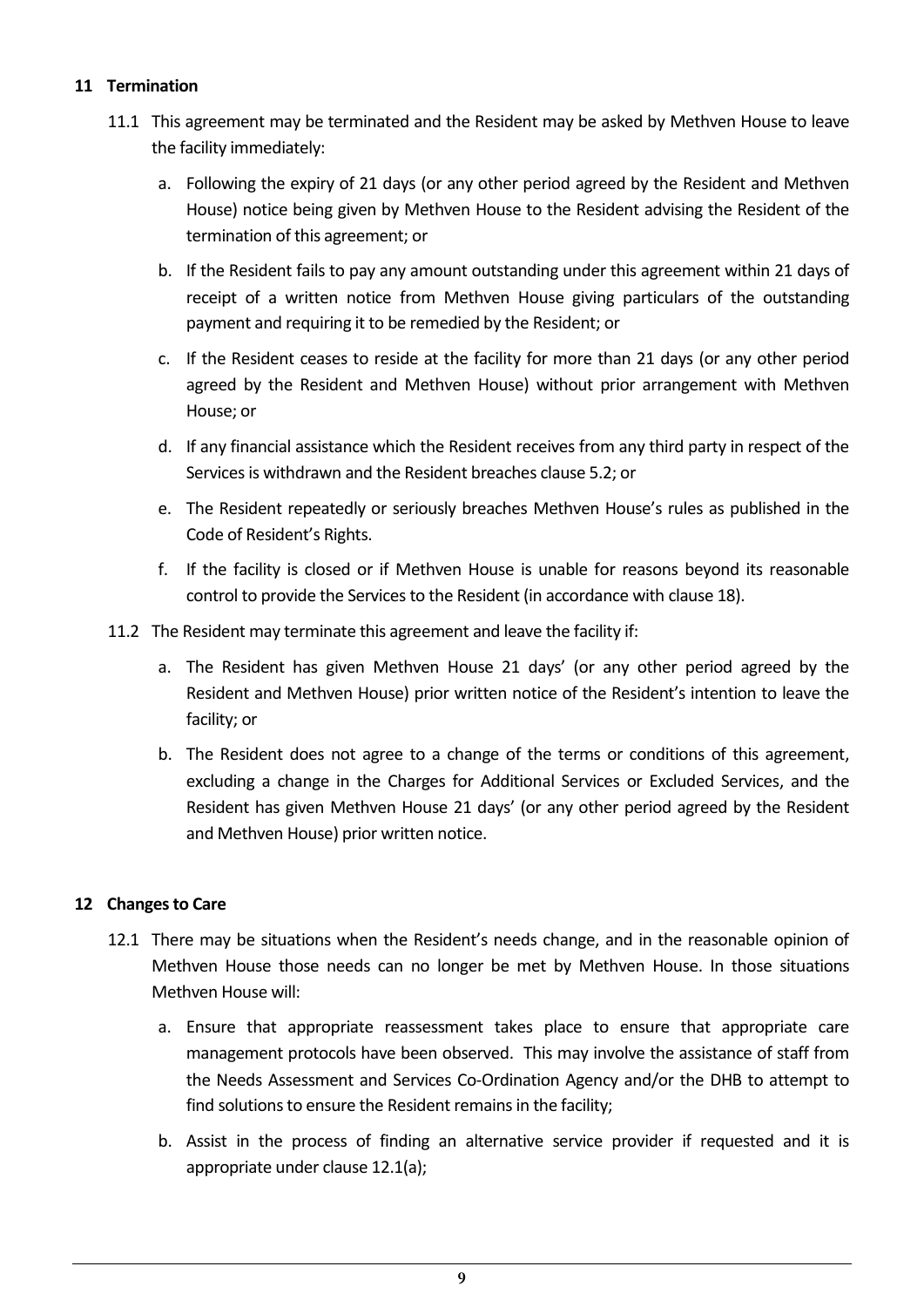## 11 Termination

11.1 This agreement may be terminated and the Resident may be asked by Methven House to leave the facility immediately:

a. Following the expiry of 21 days (or any other period agreed by the Resident and Methven House) notice being given by Methven House to the Resident advising the Resident of the termination of this agreement; or

b. If the Resident fails to pay any amount outstanding under this agreement within 21 days of receipt of a written notice from Methven House giving particulars of the outstanding payment and requiring it to be remedied by the Resident; or

c. If the Resident ceases to reside at the facility for more than 21 days (or any other period agreed by the Resident and Methven House) without prior arrangement with Methven House; or

d. If any financial assistance which the Resident receives from any third party in respect of the Services is withdrawn and the Resident breaches clause 5.2; or

e. The Resident repeatedly or seriously breaches Methven House's rules as published in the Code of Resident's Rights.

f. If the facility is closed or if Methven House is unable for reasons beyond its reasonable control to provide the Services to the Resident (in accordance with clause 18).

11.2 The Resident may terminate this agreement and leave the facility if:

a. The Resident has given Methven House 21 days' (or any other period agreed by the Resident and Methven House) prior written notice of the Resident's intention to leave the facility; or

b. The Resident does not agree to a change of the terms or conditions of this agreement, excluding a change in the Charges for Additional Services or Excluded Services, and the Resident has given Methven House 21 days' (or any other period agreed by the Resident and Methven House) prior written notice.

## 12 Changes to Care

12.1 There may be situations when the Resident's needs change, and in the reasonable opinion of Methven House those needs can no longer be met by Methven House. In those situations Methven House will:

a. Ensure that appropriate reassessment takes place to ensure that appropriate care management protocols have been observed. This may involve the assistance of staff from the Needs Assessment and Services Co-Ordination Agency and/or the DHB to attempt to find solutions to ensure the Resident remains in the facility;

b. Assist in the process of finding an alternative service provider if requested and it is appropriate under clause 12.1(a);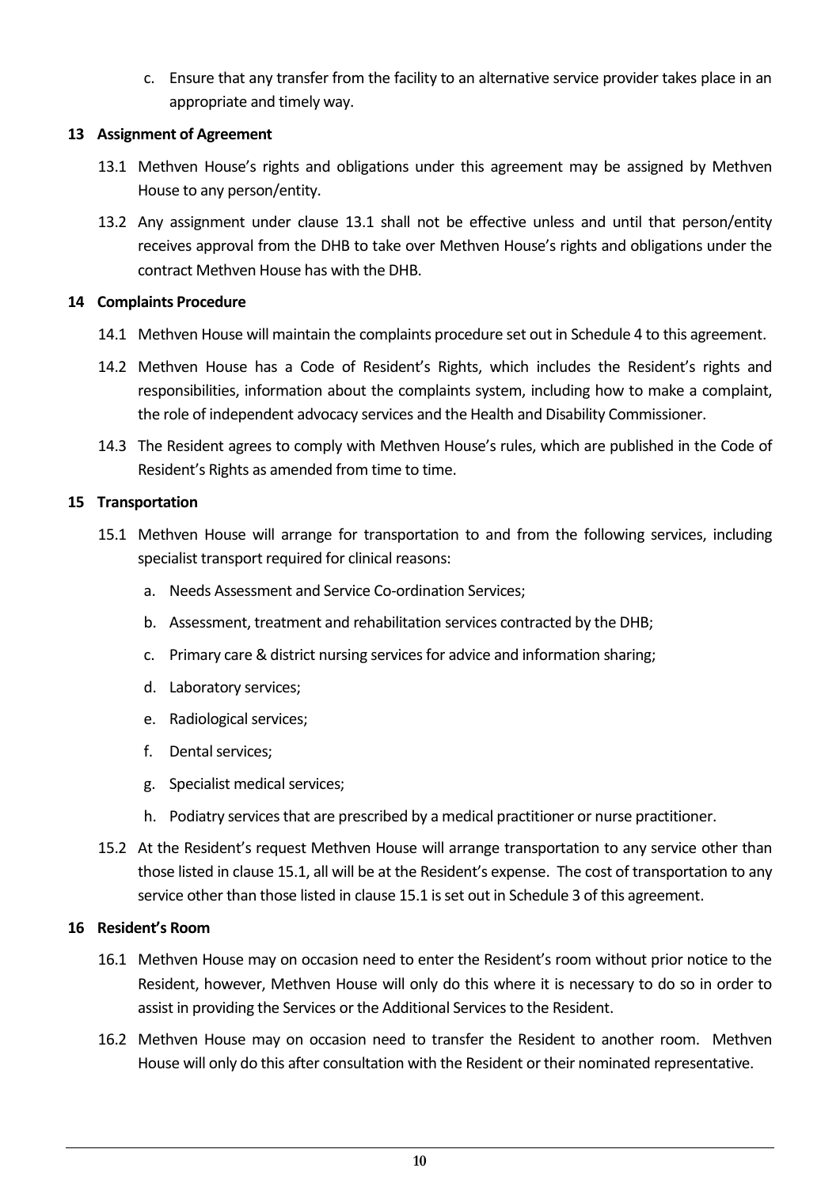c. Ensure that any transfer from the facility to an alternative service provider takes place in an appropriate and timely way.

## 13 Assignment of Agreement

13.1 Methven House's rights and obligations under this agreement may be assigned by Methven House to any person/entity.

13.2 Any assignment under clause 13.1 shall not be effective unless and until that person/entity receives approval from the DHB to take over Methven House's rights and obligations under the contract Methven House has with the DHB.

## 14 Complaints Procedure

14.1 Methven House will maintain the complaints procedure set out in Schedule 4 to this agreement.

14.2 Methven House has a Code of Resident's Rights, which includes the Resident's rights and responsibilities, information about the complaints system, including how to make a complaint, the role of independent advocacy services and the Health and Disability Commissioner.

14.3 The Resident agrees to comply with Methven House's rules, which are published in the Code of Resident's Rights as amended from time to time.

## 15 Transportation

15.1 Methven House will arrange for transportation to and from the following services, including specialist transport required for clinical reasons:

a. Needs Assessment and Service Co-ordination Services;

b. Assessment, treatment and rehabilitation services contracted by the DHB;

c. Primary care & district nursing services for advice and information sharing;

d. Laboratory services;

e. Radiological services;

f. Dental services;

g. Specialist medical services;

h. Podiatry services that are prescribed by a medical practitioner or nurse practitioner.

15.2 At the Resident's request Methven House will arrange transportation to any service other than those listed in clause 15.1, all will be at the Resident's expense. The cost of transportation to any service other than those listed in clause 15.1 is set out in Schedule 3 of this agreement.

## 16 Resident's Room

16.1 Methven House may on occasion need to enter the Resident's room without prior notice to the Resident, however, Methven House will only do this where it is necessary to do so in order to assist in providing the Services or the Additional Services to the Resident.

16.2 Methven House may on occasion need to transfer the Resident to another room. Methven House will only do this after consultation with the Resident or their nominated representative.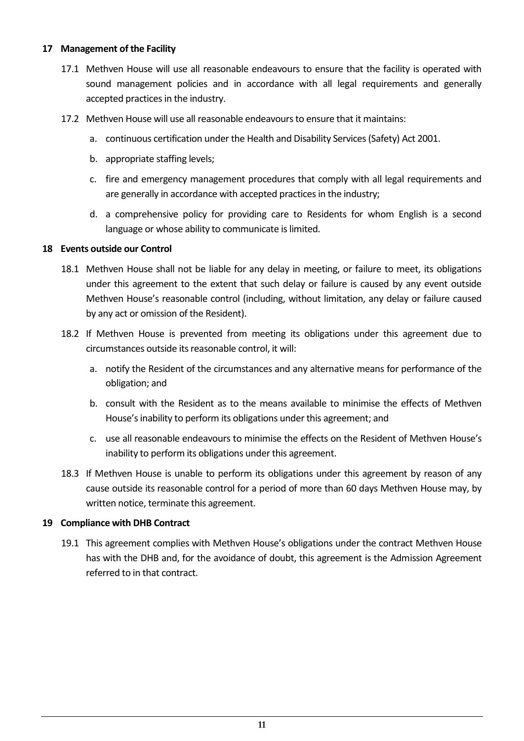## 17 Management of the Facility

17.1 Methven House will use all reasonable endeavours to ensure that the facility is operated with sound management policies and in accordance with all legal requirements and generally accepted practices in the industry.

17.2 Methven House will use all reasonable endeavours to ensure that it maintains:

a. continuous certification under the Health and Disability Services (Safety) Act 2001.

b. appropriate staffing levels;

c. fire and emergency management procedures that comply with all legal requirements and are generally in accordance with accepted practices in the industry;

d. a comprehensive policy for providing care to Residents for whom English is a second language or whose ability to communicate is limited.

## 18 Events outside our Control

18.1 Methven House shall not be liable for any delay in meeting, or failure to meet, its obligations under this agreement to the extent that such delay or failure is caused by any event outside Methven House's reasonable control (including, without limitation, any delay or failure caused by any act or omission of the Resident).

18.2 If Methven House is prevented from meeting its obligations under this agreement due to circumstances outside its reasonable control, it will:

a. notify the Resident of the circumstances and any alternative means for performance of the obligation; and

b. consult with the Resident as to the means available to minimise the effects of Methven House's inability to perform its obligations under this agreement; and

c. use all reasonable endeavours to minimise the effects on the Resident of Methven House's inability to perform its obligations under this agreement.

18.3 If Methven House is unable to perform its obligations under this agreement by reason of any cause outside its reasonable control for a period of more than 60 days Methven House may, by written notice, terminate this agreement.

## 19 Compliance with DHB Contract

19.1 This agreement complies with Methven House's obligations under the contract Methven House has with the DHB and, for the avoidance of doubt, this agreement is the Admission Agreement referred to in that contract.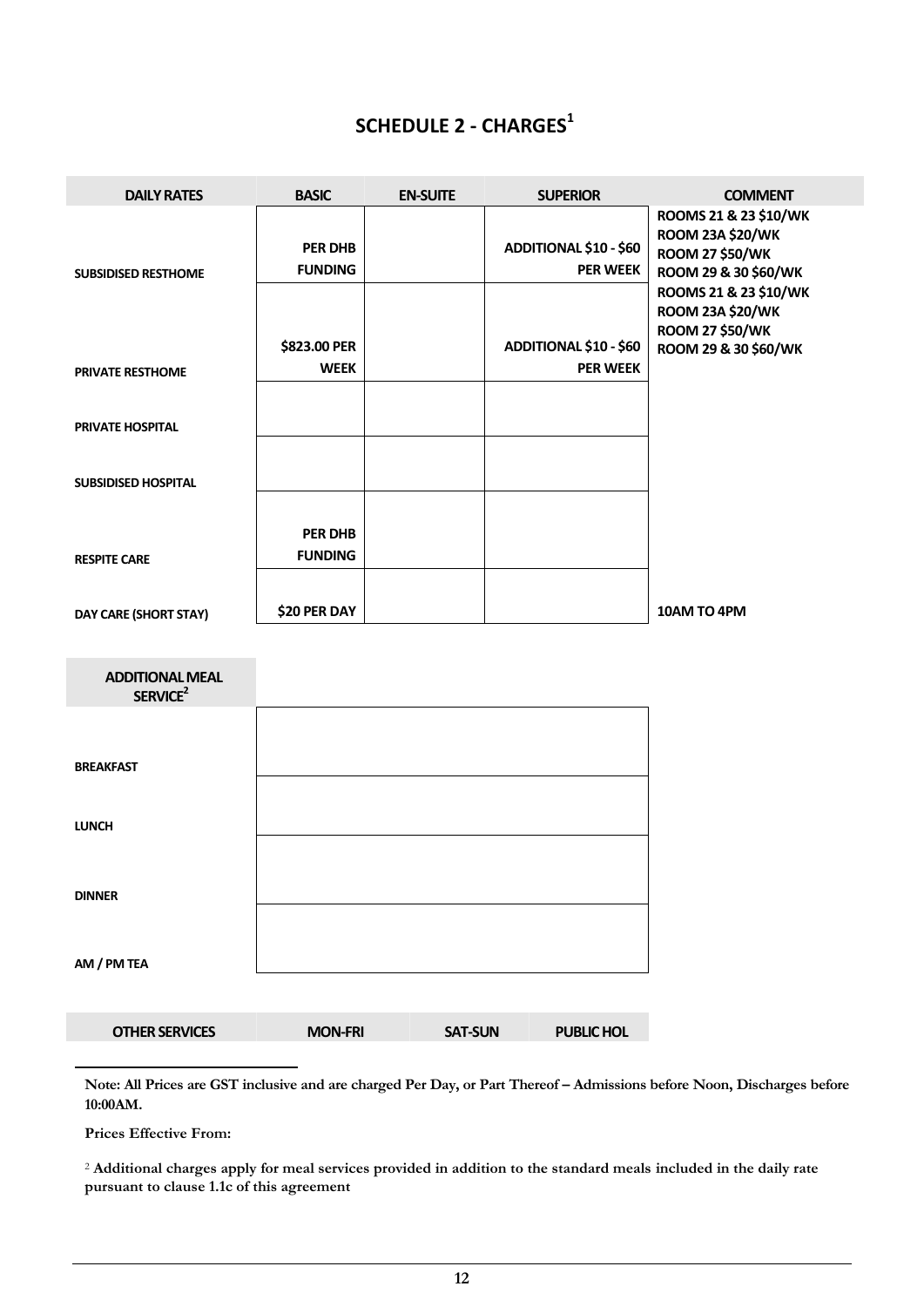# SCHEDULE 2 - CHARGES[1]

| DAILY RATES | BASIC | EN-SUITE | SUPERIOR | COMMENT |
|---|---|---|---|---|
| SUBSIDISED RESTHOME | PER DHB FUNDING | | ADDITIONAL $10 - $60 PER WEEK | ROOMS 21 & 23 $10/WK ROOM 23A $20/WK ROOM 27 $50/WK ROOM 29 & 30 $60/WK |
| PRIVATE RESTHOME | $823.00 PER WEEK | | ADDITIONAL $10 - $60 PER WEEK | ROOMS 21 & 23 $10/WK ROOM 23A $20/WK ROOM 27 $50/WK ROOM 29 & 30 $60/WK |
| PRIVATE HOSPITAL | | | | |
| SUBSIDISED HOSPITAL | | | | |
| RESPITE CARE | PER DHB FUNDING | | | |
| DAY CARE (SHORT STAY) | $20 PER DAY | | | 10AM TO 4PM |

| ADDITIONAL MEAL SERVICE[2] | |
|---|---|
| BREAKFAST | |
| LUNCH | |
| DINNER | |
| AM / PM TEA | |

| OTHER SERVICES | MON-FRI | SAT-SUN | PUBLIC HOL |
|---|---|---|---|

**Note: All Prices are GST inclusive and are charged Per Day, or Part Thereof – Admissions before Noon, Discharges before 10:00AM.**

**Prices Effective From:**

[2] **Additional charges apply for meal services provided in addition to the standard meals included in the daily rate pursuant to clause 1.1c of this agreement**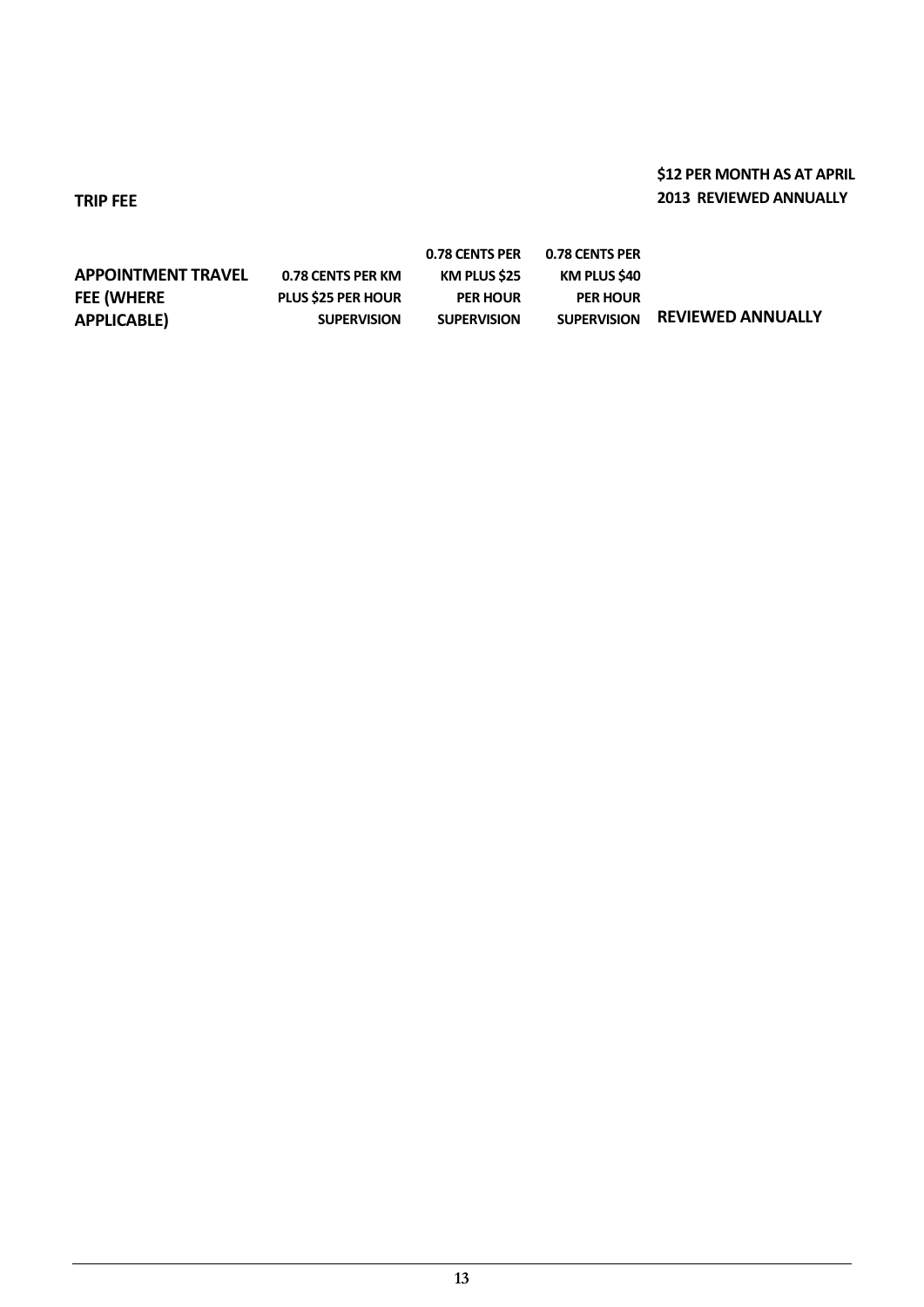| | | | | |
|---|---|---|---|---|
| **TRIP FEE** | | | | **$12 PER MONTH AS AT APRIL 2013 REVIEWED ANNUALLY** |
| **APPOINTMENT TRAVEL FEE (WHERE APPLICABLE)** | **0.78 CENTS PER KM PLUS $25 PER HOUR SUPERVISION** | **0.78 CENTS PER KM PLUS $25 PER HOUR SUPERVISION** | **0.78 CENTS PER KM PLUS $40 PER HOUR SUPERVISION** | **REVIEWED ANNUALLY** |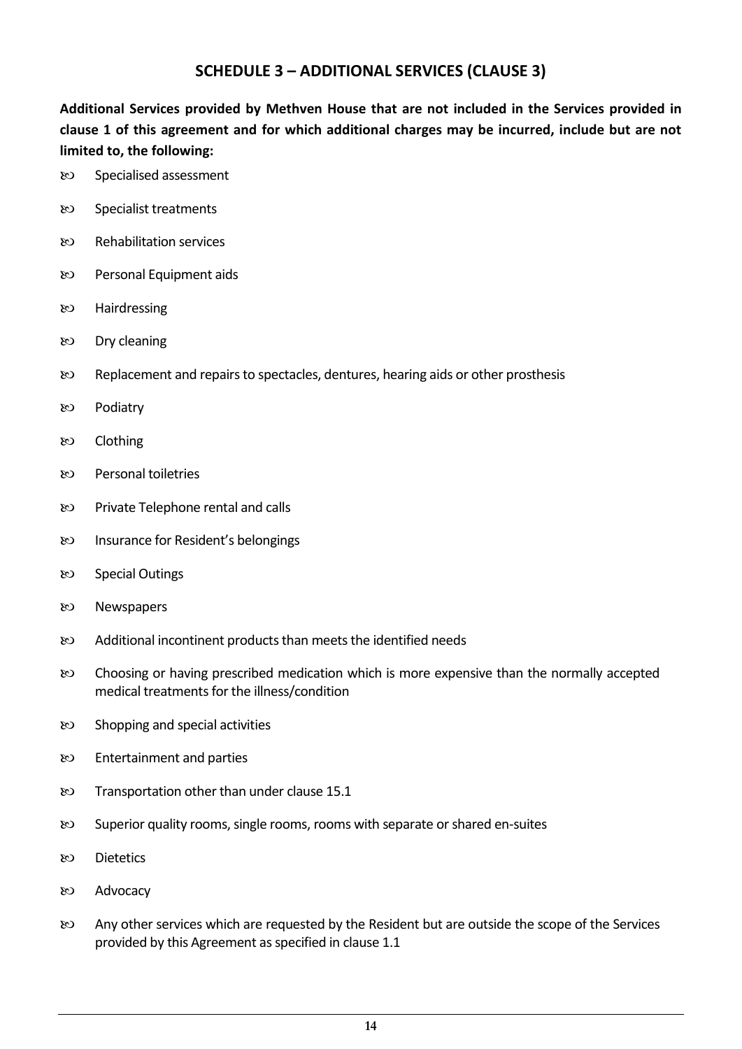## SCHEDULE 3 – ADDITIONAL SERVICES (CLAUSE 3)

**Additional Services provided by Methven House that are not included in the Services provided in clause 1 of this agreement and for which additional charges may be incurred, include but are not limited to, the following:**

- Specialised assessment
- Specialist treatments
- Rehabilitation services
- Personal Equipment aids
- Hairdressing
- Dry cleaning
- Replacement and repairs to spectacles, dentures, hearing aids or other prosthesis
- Podiatry
- Clothing
- Personal toiletries
- Private Telephone rental and calls
- Insurance for Resident's belongings
- Special Outings
- Newspapers
- Additional incontinent products than meets the identified needs
- Choosing or having prescribed medication which is more expensive than the normally accepted medical treatments for the illness/condition
- Shopping and special activities
- Entertainment and parties
- Transportation other than under clause 15.1
- Superior quality rooms, single rooms, rooms with separate or shared en-suites
- Dietetics
- Advocacy
- Any other services which are requested by the Resident but are outside the scope of the Services provided by this Agreement as specified in clause 1.1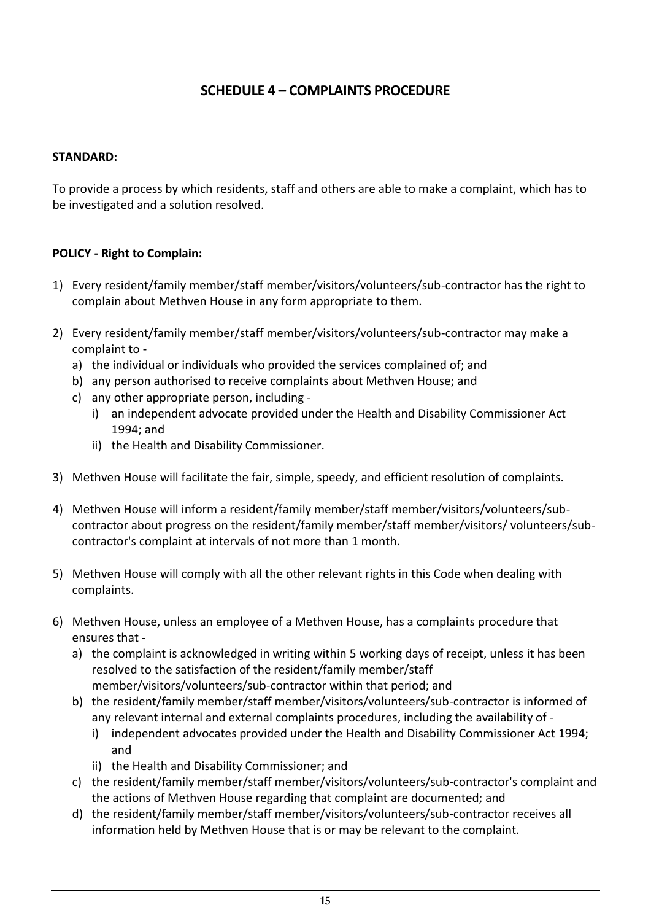## SCHEDULE 4 – COMPLAINTS PROCEDURE

**STANDARD:**

To provide a process by which residents, staff and others are able to make a complaint, which has to be investigated and a solution resolved.

**POLICY - Right to Complain:**

1) Every resident/family member/staff member/visitors/volunteers/sub-contractor has the right to complain about Methven House in any form appropriate to them.

2) Every resident/family member/staff member/visitors/volunteers/sub-contractor may make a complaint to -
   a) the individual or individuals who provided the services complained of; and
   b) any person authorised to receive complaints about Methven House; and
   c) any other appropriate person, including -
      i) an independent advocate provided under the Health and Disability Commissioner Act 1994; and
      ii) the Health and Disability Commissioner.

3) Methven House will facilitate the fair, simple, speedy, and efficient resolution of complaints.

4) Methven House will inform a resident/family member/staff member/visitors/volunteers/sub-contractor about progress on the resident/family member/staff member/visitors/ volunteers/sub-contractor's complaint at intervals of not more than 1 month.

5) Methven House will comply with all the other relevant rights in this Code when dealing with complaints.

6) Methven House, unless an employee of a Methven House, has a complaints procedure that ensures that -
   a) the complaint is acknowledged in writing within 5 working days of receipt, unless it has been resolved to the satisfaction of the resident/family member/staff member/visitors/volunteers/sub-contractor within that period; and
   b) the resident/family member/staff member/visitors/volunteers/sub-contractor is informed of any relevant internal and external complaints procedures, including the availability of -
      i) independent advocates provided under the Health and Disability Commissioner Act 1994; and
      ii) the Health and Disability Commissioner; and
   c) the resident/family member/staff member/visitors/volunteers/sub-contractor's complaint and the actions of Methven House regarding that complaint are documented; and
   d) the resident/family member/staff member/visitors/volunteers/sub-contractor receives all information held by Methven House that is or may be relevant to the complaint.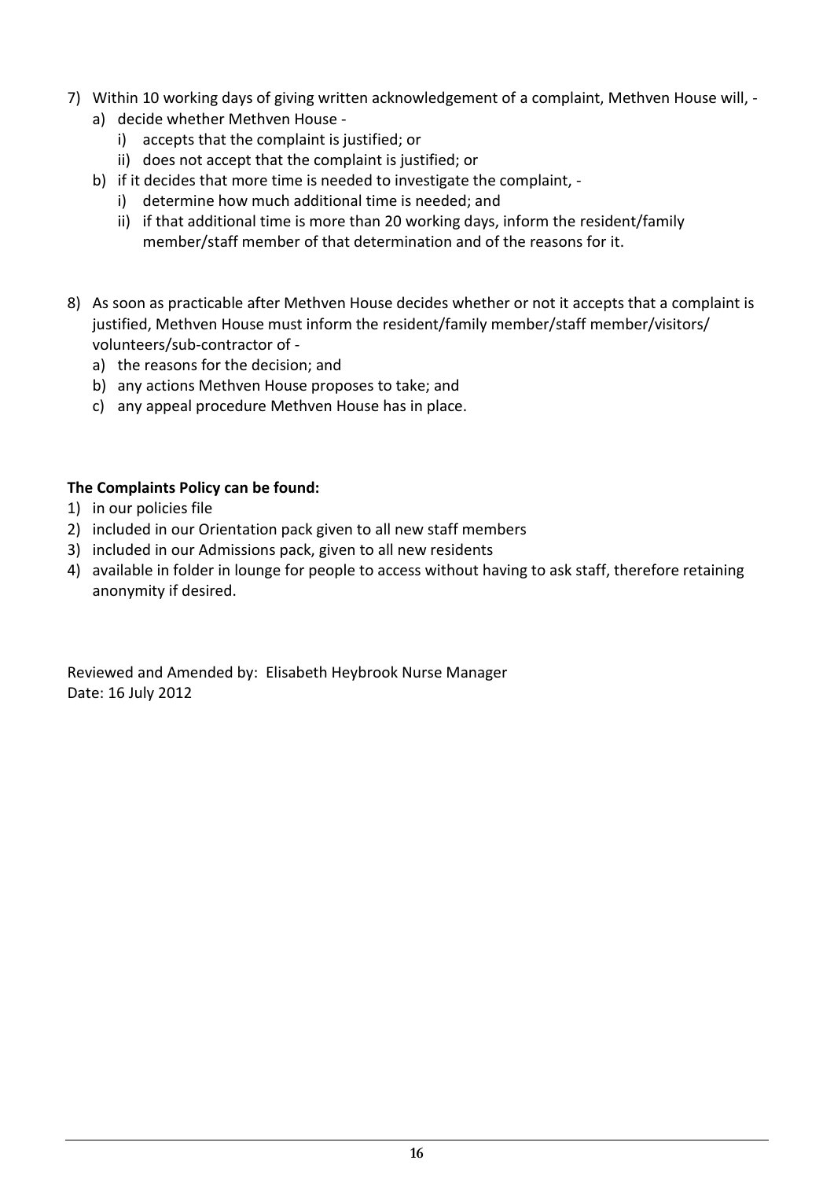7) Within 10 working days of giving written acknowledgement of a complaint, Methven House will, -
   a) decide whether Methven House -
      i) accepts that the complaint is justified; or
      ii) does not accept that the complaint is justified; or
   b) if it decides that more time is needed to investigate the complaint, -
      i) determine how much additional time is needed; and
      ii) if that additional time is more than 20 working days, inform the resident/family member/staff member of that determination and of the reasons for it.

8) As soon as practicable after Methven House decides whether or not it accepts that a complaint is justified, Methven House must inform the resident/family member/staff member/visitors/volunteers/sub-contractor of -
   a) the reasons for the decision; and
   b) any actions Methven House proposes to take; and
   c) any appeal procedure Methven House has in place.

**The Complaints Policy can be found:**

1) in our policies file
2) included in our Orientation pack given to all new staff members
3) included in our Admissions pack, given to all new residents
4) available in folder in lounge for people to access without having to ask staff, therefore retaining anonymity if desired.

Reviewed and Amended by: Elisabeth Heybrook Nurse Manager
Date: 16 July 2012